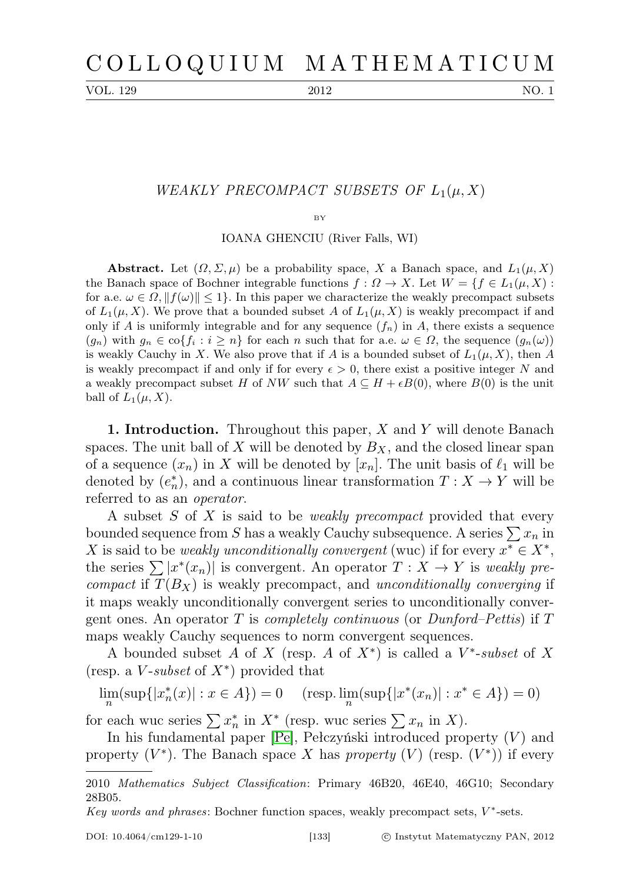# COLLOQUIUM MATHEMATICUM

VOL. 129 2012 NO. 1

## WEAKLY PRECOMPACT SUBSETS OF $L_1(\mu, X)$

BY

IOANA GHENCIU (River Falls, WI)

**Abstract.** Let $(\Omega, \Sigma, \mu)$ be a probability space, $X$ a Banach space, and $L_1(\mu, X)$ the Banach space of Bochner integrable functions $f : \Omega \to X$. Let $W = \{f \in L_1(\mu, X) :$ for a.e. $\omega \in \Omega, \|f(\omega)\| \leq 1\}$. In this paper we characterize the weakly precompact subsets of $L_1(\mu, X)$. We prove that a bounded subset $A$ of $L_1(\mu, X)$ is weakly precompact if and only if $A$ is uniformly integrable and for any sequence $(f_n)$ in $A$, there exists a sequence $(g_n)$ with $g_n \in \text{co}\{f_i : i \geq n\}$ for each $n$ such that for a.e. $\omega \in \Omega$, the sequence $(g_n(\omega))$ is weakly Cauchy in $X$. We also prove that if $A$ is a bounded subset of $L_1(\mu, X)$, then $A$ is weakly precompact if and only if for every $\epsilon > 0$, there exist a positive integer $N$ and a weakly precompact subset $H$ of $NW$ such that $A \subseteq H + \epsilon B(0)$, where $B(0)$ is the unit ball of $L_1(\mu, X)$.

**1. Introduction.** Throughout this paper, $X$ and $Y$ will denote Banach spaces. The unit ball of $X$ will be denoted by $B_X$, and the closed linear span of a sequence $(x_n)$ in $X$ will be denoted by $[x_n]$. The unit basis of $\ell_1$ will be denoted by $(e_n^*)$, and a continuous linear transformation $T : X \to Y$ will be referred to as an *operator*.

A subset $S$ of $X$ is said to be *weakly precompact* provided that every bounded sequence from $S$ has a weakly Cauchy subsequence. A series $\sum x_n$ in $X$ is said to be *weakly unconditionally convergent* (wuc) if for every $x^* \in X^*$, the series $\sum |x^*(x_n)|$ is convergent. An operator $T : X \to Y$ is *weakly precompact* if $T(B_X)$ is weakly precompact, and *unconditionally converging* if it maps weakly unconditionally convergent series to unconditionally convergent ones. An operator $T$ is *completely continuous* (or *Dunford–Pettis*) if $T$ maps weakly Cauchy sequences to norm convergent sequences.

A bounded subset $A$ of $X$ (resp. $A$ of $X^*$) is called a *$V^*$-subset* of $X$ (resp. a *$V$-subset* of $X^*$) provided that

$$\lim_n(\sup\{|x_n^*(x)| : x \in A\}) = 0 \quad (\text{resp.} \lim_n(\sup\{|x^*(x_n)| : x^* \in A\}) = 0)$$

for each wuc series $\sum x_n^*$ in $X^*$ (resp. wuc series $\sum x_n$ in $X$).

In his fundamental paper [Pe], Pełczyński introduced property $(V)$ and property $(V^*)$. The Banach space $X$ has *property* $(V)$ (resp. $(V^*)$) if every

---

2010 *Mathematics Subject Classification*: Primary 46B20, 46E40, 46G10; Secondary 28B05.

*Key words and phrases*: Bochner function spaces, weakly precompact sets, $V^*$-sets.

DOI: 10.4064/cm129-1-10 © Instytut Matematyczny PAN, 2012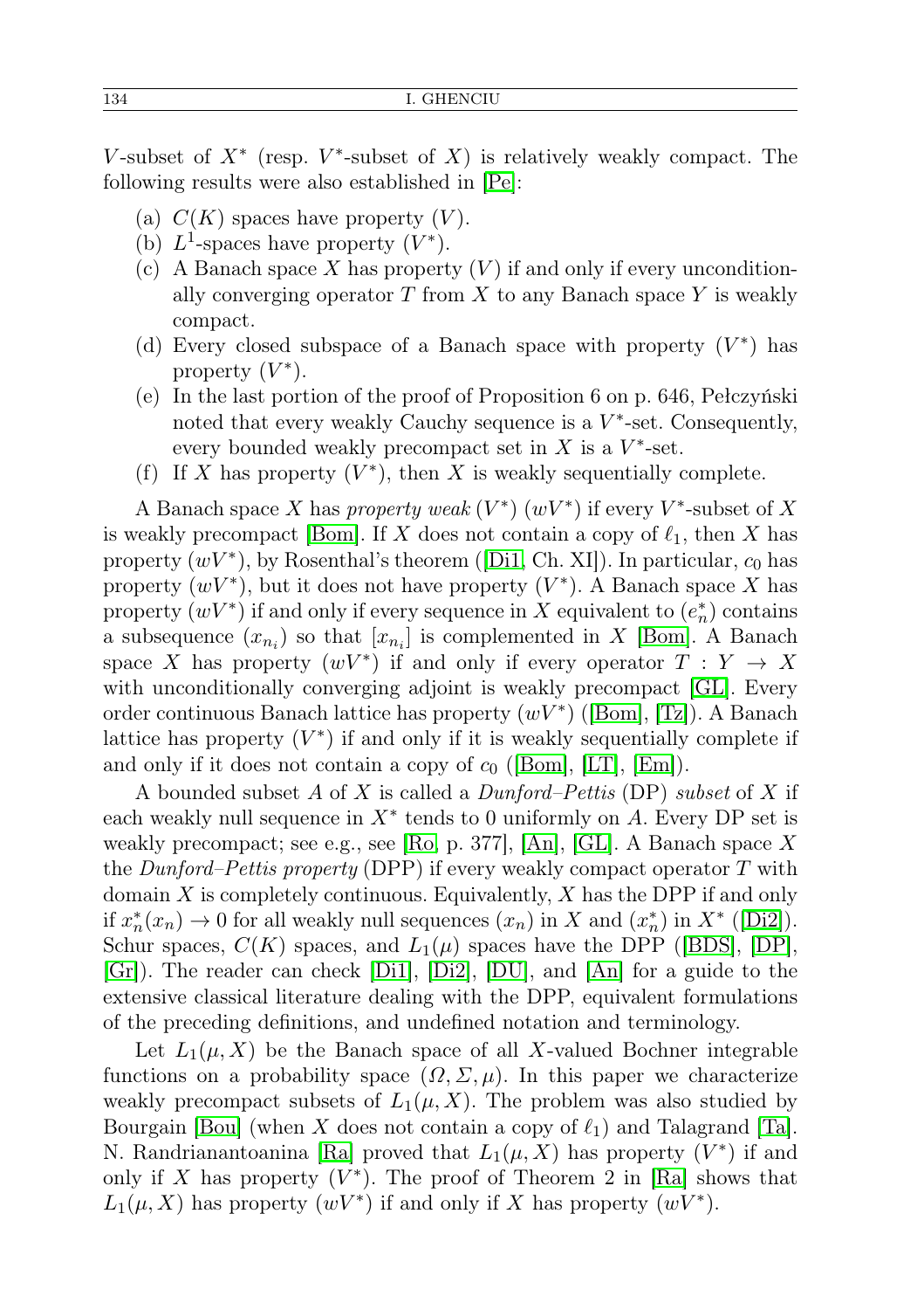$V$-subset of $X^*$ (resp. $V^*$-subset of $X$) is relatively weakly compact. The following results were also established in [Pe]:

(a) $C(K)$ spaces have property $(V)$.
(b) $L^1$-spaces have property $(V^*)$.
(c) A Banach space $X$ has property $(V)$ if and only if every unconditionally converging operator $T$ from $X$ to any Banach space $Y$ is weakly compact.
(d) Every closed subspace of a Banach space with property $(V^*)$ has property $(V^*)$.
(e) In the last portion of the proof of Proposition 6 on p. 646, Pełczyński noted that every weakly Cauchy sequence is a $V^*$-set. Consequently, every bounded weakly precompact set in $X$ is a $V^*$-set.
(f) If $X$ has property $(V^*)$, then $X$ is weakly sequentially complete.

A Banach space $X$ has *property weak* $(V^*)$ $(wV^*)$ if every $V^*$-subset of $X$ is weakly precompact [Bom]. If $X$ does not contain a copy of $\ell_1$, then $X$ has property $(wV^*)$, by Rosenthal's theorem ([Di1, Ch. XI]). In particular, $c_0$ has property $(wV^*)$, but it does not have property $(V^*)$. A Banach space $X$ has property $(wV^*)$ if and only if every sequence in $X$ equivalent to $(e_n^*)$ contains a subsequence $(x_{n_i})$ so that $[x_{n_i}]$ is complemented in $X$ [Bom]. A Banach space $X$ has property $(wV^*)$ if and only if every operator $T : Y \to X$ with unconditionally converging adjoint is weakly precompact [GL]. Every order continuous Banach lattice has property $(wV^*)$ ([Bom], [Tz]). A Banach lattice has property $(V^*)$ if and only if it is weakly sequentially complete if and only if it does not contain a copy of $c_0$ ([Bom], [LT], [Em]).

A bounded subset $A$ of $X$ is called a *Dunford–Pettis* (DP) *subset* of $X$ if each weakly null sequence in $X^*$ tends to 0 uniformly on $A$. Every DP set is weakly precompact; see e.g., see [Ro, p. 377], [An], [GL]. A Banach space $X$ the *Dunford–Pettis property* (DPP) if every weakly compact operator $T$ with domain $X$ is completely continuous. Equivalently, $X$ has the DPP if and only if $x_n^*(x_n) \to 0$ for all weakly null sequences $(x_n)$ in $X$ and $(x_n^*)$ in $X^*$ ([Di2]). Schur spaces, $C(K)$ spaces, and $L_1(\mu)$ spaces have the DPP ([BDS], [DP], [Gr]). The reader can check [Di1], [Di2], [DU], and [An] for a guide to the extensive classical literature dealing with the DPP, equivalent formulations of the preceding definitions, and undefined notation and terminology.

Let $L_1(\mu, X)$ be the Banach space of all $X$-valued Bochner integrable functions on a probability space $(\Omega, \Sigma, \mu)$. In this paper we characterize weakly precompact subsets of $L_1(\mu, X)$. The problem was also studied by Bourgain [Bou] (when $X$ does not contain a copy of $\ell_1$) and Talagrand [Ta]. N. Randrianantoanina [Ra] proved that $L_1(\mu, X)$ has property $(V^*)$ if and only if $X$ has property $(V^*)$. The proof of Theorem 2 in [Ra] shows that $L_1(\mu, X)$ has property $(wV^*)$ if and only if $X$ has property $(wV^*)$.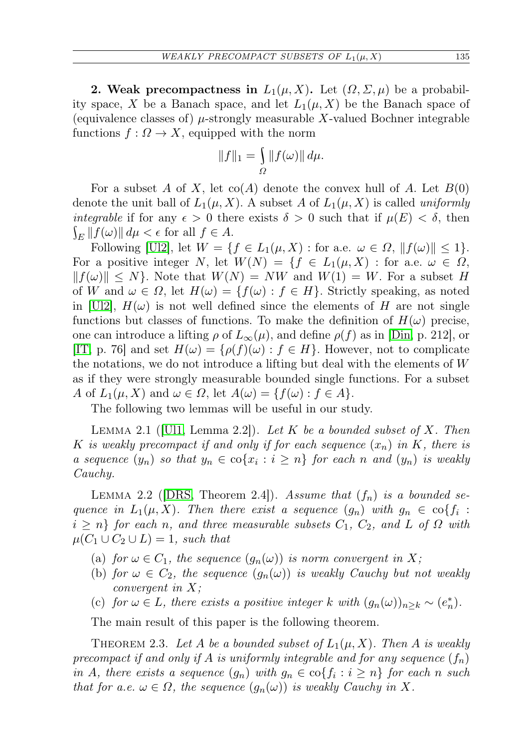**2. Weak precompactness in $L_1(\mu, X)$.** Let $(\Omega, \Sigma, \mu)$ be a probability space, $X$ be a Banach space, and let $L_1(\mu, X)$ be the Banach space of (equivalence classes of) $\mu$-strongly measurable $X$-valued Bochner integrable functions $f : \Omega \to X$, equipped with the norm

$$\|f\|_1 = \int_\Omega \|f(\omega)\| \, d\mu.$$

For a subset $A$ of $X$, let $\operatorname{co}(A)$ denote the convex hull of $A$. Let $B(0)$ denote the unit ball of $L_1(\mu, X)$. A subset $A$ of $L_1(\mu, X)$ is called *uniformly integrable* if for any $\epsilon > 0$ there exists $\delta > 0$ such that if $\mu(E) < \delta$, then $\int_E \|f(\omega)\| \, d\mu < \epsilon$ for all $f \in A$.

Following [Ul2], let $W = \{f \in L_1(\mu, X) : \text{for a.e. } \omega \in \Omega,\ \|f(\omega)\| \leq 1\}$. For a positive integer $N$, let $W(N) = \{f \in L_1(\mu, X) : \text{for a.e. } \omega \in \Omega,\ \|f(\omega)\| \leq N\}$. Note that $W(N) = NW$ and $W(1) = W$. For a subset $H$ of $W$ and $\omega \in \Omega$, let $H(\omega) = \{f(\omega) : f \in H\}$. Strictly speaking, as noted in [Ul2], $H(\omega)$ is not well defined since the elements of $H$ are not single functions but classes of functions. To make the definition of $H(\omega)$ precise, one can introduce a lifting $\rho$ of $L_\infty(\mu)$, and define $\rho(f)$ as in [Din, p. 212], or [IT, p. 76] and set $H(\omega) = \{\rho(f)(\omega) : f \in H\}$. However, not to complicate the notations, we do not introduce a lifting but deal with the elements of $W$ as if they were strongly measurable bounded single functions. For a subset $A$ of $L_1(\mu, X)$ and $\omega \in \Omega$, let $A(\omega) = \{f(\omega) : f \in A\}$.

The following two lemmas will be useful in our study.

LEMMA 2.1 ([Ul1, Lemma 2.2]). *Let $K$ be a bounded subset of $X$. Then $K$ is weakly precompact if and only if for each sequence $(x_n)$ in $K$, there is a sequence $(y_n)$ so that $y_n \in \operatorname{co}\{x_i : i \geq n\}$ for each $n$ and $(y_n)$ is weakly Cauchy.*

LEMMA 2.2 ([DRS, Theorem 2.4]). *Assume that $(f_n)$ is a bounded sequence in $L_1(\mu, X)$. Then there exist a sequence $(g_n)$ with $g_n \in \operatorname{co}\{f_i : i \geq n\}$ for each $n$, and three measurable subsets $C_1$, $C_2$, and $L$ of $\Omega$ with $\mu(C_1 \cup C_2 \cup L) = 1$, such that*

- (a) *for $\omega \in C_1$, the sequence $(g_n(\omega))$ is norm convergent in $X$;*
- (b) *for $\omega \in C_2$, the sequence $(g_n(\omega))$ is weakly Cauchy but not weakly convergent in $X$;*
- (c) *for $\omega \in L$, there exists a positive integer $k$ with $(g_n(\omega))_{n \geq k} \sim (e_n^*)$.*

The main result of this paper is the following theorem.

THEOREM 2.3. *Let $A$ be a bounded subset of $L_1(\mu, X)$. Then $A$ is weakly precompact if and only if $A$ is uniformly integrable and for any sequence $(f_n)$ in $A$, there exists a sequence $(g_n)$ with $g_n \in \operatorname{co}\{f_i : i \geq n\}$ for each $n$ such that for a.e. $\omega \in \Omega$, the sequence $(g_n(\omega))$ is weakly Cauchy in $X$.*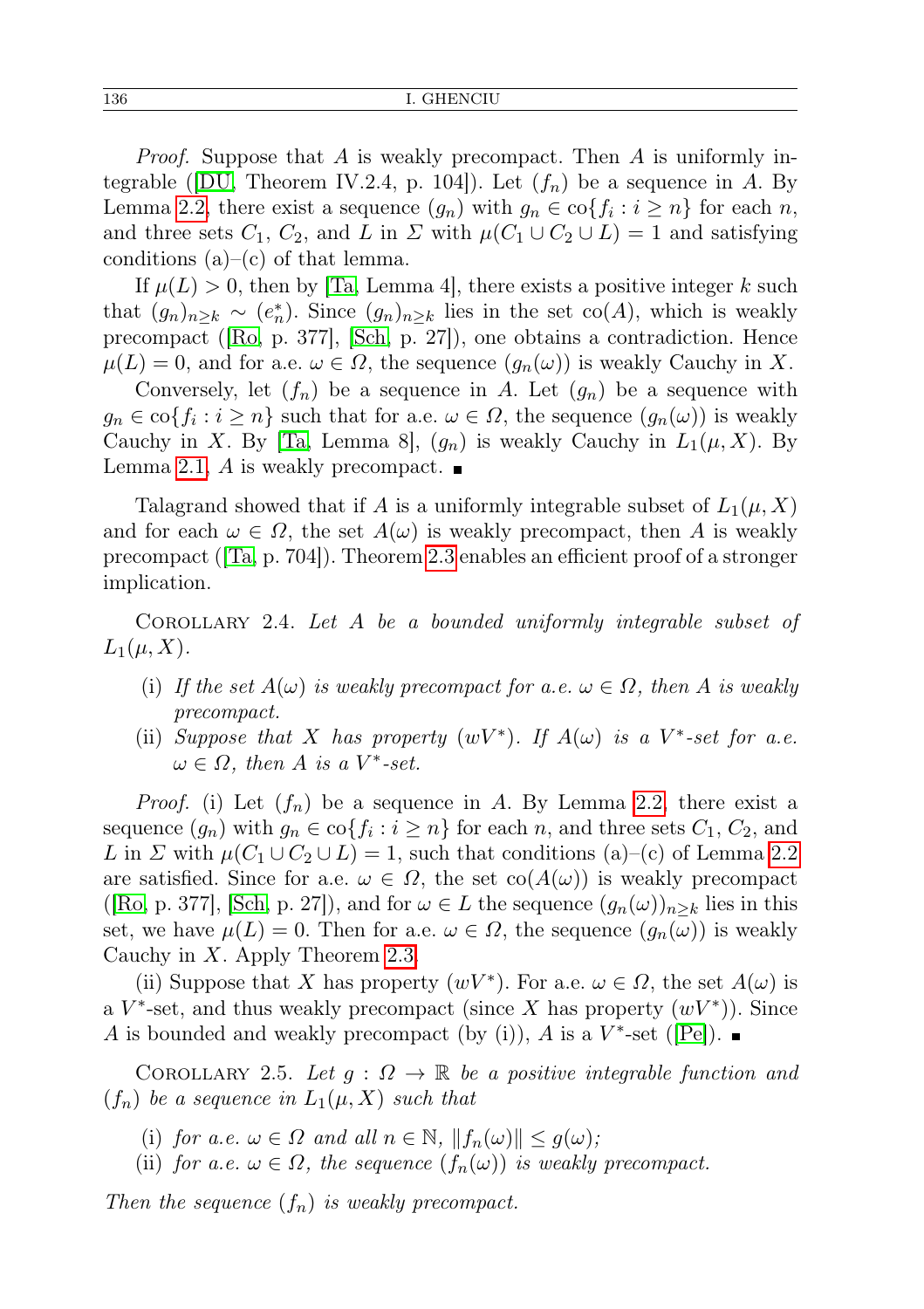*Proof.* Suppose that $A$ is weakly precompact. Then $A$ is uniformly integrable ([DU, Theorem IV.2.4, p. 104]). Let $(f_n)$ be a sequence in $A$. By Lemma 2.2, there exist a sequence $(g_n)$ with $g_n \in \mathrm{co}\{f_i : i \geq n\}$ for each $n$, and three sets $C_1$, $C_2$, and $L$ in $\Sigma$ with $\mu(C_1 \cup C_2 \cup L) = 1$ and satisfying conditions (a)–(c) of that lemma.

If $\mu(L) > 0$, then by [Ta, Lemma 4], there exists a positive integer $k$ such that $(g_n)_{n \geq k} \sim (e_n^*)$. Since $(g_n)_{n \geq k}$ lies in the set $\mathrm{co}(A)$, which is weakly precompact ([Ro, p. 377], [Sch, p. 27]), one obtains a contradiction. Hence $\mu(L) = 0$, and for a.e. $\omega \in \Omega$, the sequence $(g_n(\omega))$ is weakly Cauchy in $X$.

Conversely, let $(f_n)$ be a sequence in $A$. Let $(g_n)$ be a sequence with $g_n \in \mathrm{co}\{f_i : i \geq n\}$ such that for a.e. $\omega \in \Omega$, the sequence $(g_n(\omega))$ is weakly Cauchy in $X$. By [Ta, Lemma 8], $(g_n)$ is weakly Cauchy in $L_1(\mu, X)$. By Lemma 2.1, $A$ is weakly precompact. ∎

Talagrand showed that if $A$ is a uniformly integrable subset of $L_1(\mu, X)$ and for each $\omega \in \Omega$, the set $A(\omega)$ is weakly precompact, then $A$ is weakly precompact ([Ta, p. 704]). Theorem 2.3 enables an efficient proof of a stronger implication.

Corollary 2.4. *Let $A$ be a bounded uniformly integrable subset of $L_1(\mu, X)$.*

- (i) *If the set $A(\omega)$ is weakly precompact for a.e. $\omega \in \Omega$, then $A$ is weakly precompact.*
- (ii) *Suppose that $X$ has property $(wV^*)$. If $A(\omega)$ is a $V^*$-set for a.e. $\omega \in \Omega$, then $A$ is a $V^*$-set.*

*Proof.* (i) Let $(f_n)$ be a sequence in $A$. By Lemma 2.2, there exist a sequence $(g_n)$ with $g_n \in \mathrm{co}\{f_i : i \geq n\}$ for each $n$, and three sets $C_1$, $C_2$, and $L$ in $\Sigma$ with $\mu(C_1 \cup C_2 \cup L) = 1$, such that conditions (a)–(c) of Lemma 2.2 are satisfied. Since for a.e. $\omega \in \Omega$, the set $\mathrm{co}(A(\omega))$ is weakly precompact ([Ro, p. 377], [Sch, p. 27]), and for $\omega \in L$ the sequence $(g_n(\omega))_{n \geq k}$ lies in this set, we have $\mu(L) = 0$. Then for a.e. $\omega \in \Omega$, the sequence $(g_n(\omega))$ is weakly Cauchy in $X$. Apply Theorem 2.3.

(ii) Suppose that $X$ has property $(wV^*)$. For a.e. $\omega \in \Omega$, the set $A(\omega)$ is a $V^*$-set, and thus weakly precompact (since $X$ has property $(wV^*)$). Since $A$ is bounded and weakly precompact (by (i)), $A$ is a $V^*$-set ([Pe]). ∎

Corollary 2.5. *Let $g : \Omega \to \mathbb{R}$ be a positive integrable function and $(f_n)$ be a sequence in $L_1(\mu, X)$ such that*

- (i) *for a.e. $\omega \in \Omega$ and all $n \in \mathbb{N}$, $\|f_n(\omega)\| \leq g(\omega)$;*
- (ii) *for a.e. $\omega \in \Omega$, the sequence $(f_n(\omega))$ is weakly precompact.*

*Then the sequence $(f_n)$ is weakly precompact.*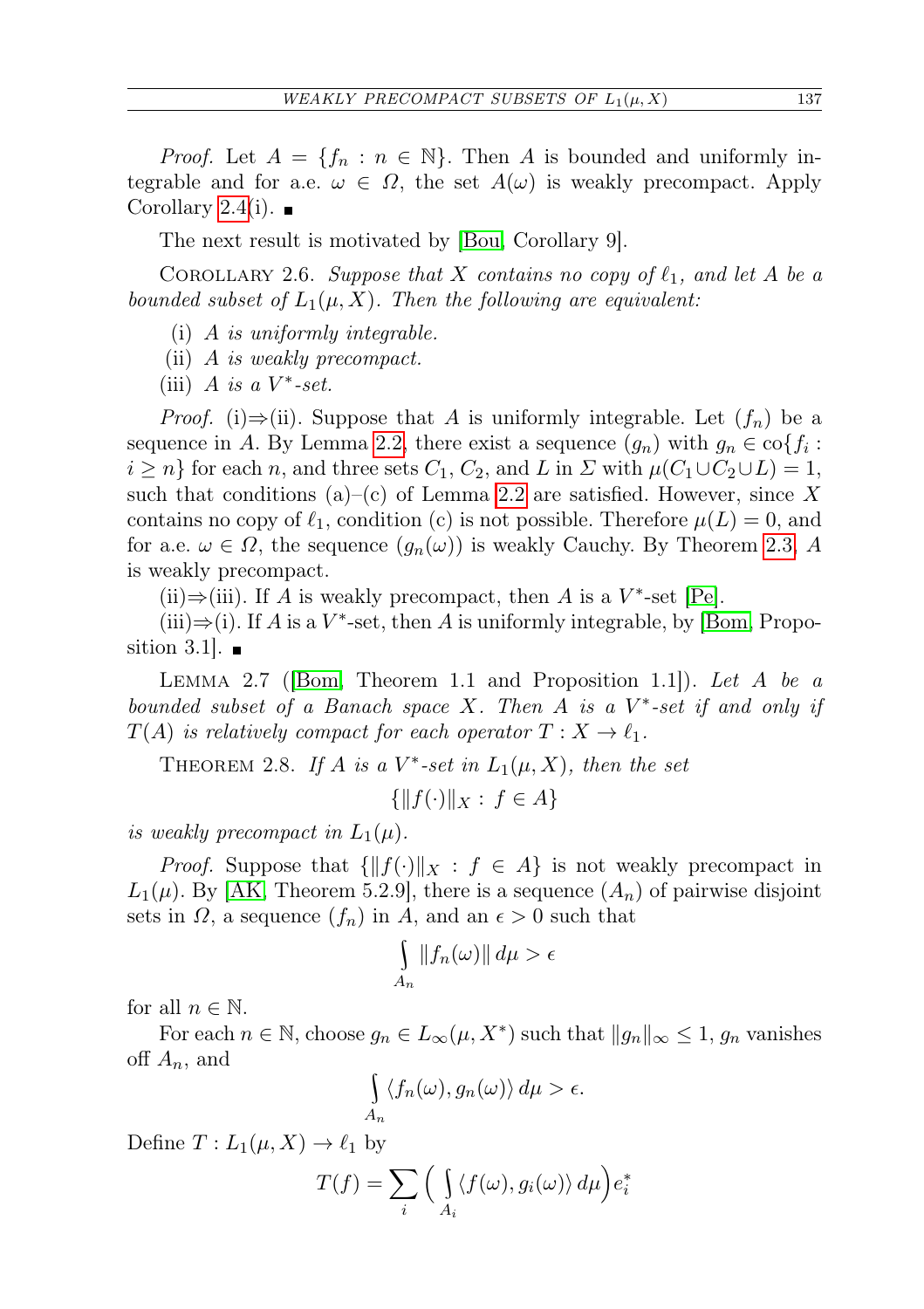*Proof.* Let $A = \{f_n : n \in \mathbb{N}\}$. Then $A$ is bounded and uniformly integrable and for a.e. $\omega \in \Omega$, the set $A(\omega)$ is weakly precompact. Apply Corollary 2.4(i). ■

The next result is motivated by [Bou, Corollary 9].

Corollary 2.6. *Suppose that $X$ contains no copy of $\ell_1$, and let $A$ be a bounded subset of $L_1(\mu, X)$. Then the following are equivalent:*

(i) *$A$ is uniformly integrable.*

(ii) *$A$ is weakly precompact.*

(iii) *$A$ is a $V^*$-set.*

*Proof.* (i)⇒(ii). Suppose that $A$ is uniformly integrable. Let $(f_n)$ be a sequence in $A$. By Lemma 2.2, there exist a sequence $(g_n)$ with $g_n \in \mathrm{co}\{f_i : i \geq n\}$ for each $n$, and three sets $C_1$, $C_2$, and $L$ in $\Sigma$ with $\mu(C_1 \cup C_2 \cup L) = 1$, such that conditions (a)–(c) of Lemma 2.2 are satisfied. However, since $X$ contains no copy of $\ell_1$, condition (c) is not possible. Therefore $\mu(L) = 0$, and for a.e. $\omega \in \Omega$, the sequence $(g_n(\omega))$ is weakly Cauchy. By Theorem 2.3, $A$ is weakly precompact.

(ii)⇒(iii). If $A$ is weakly precompact, then $A$ is a $V^*$-set [Pe].

(iii)⇒(i). If $A$ is a $V^*$-set, then $A$ is uniformly integrable, by [Bom, Proposition 3.1]. ■

Lemma 2.7 ([Bom, Theorem 1.1 and Proposition 1.1]). *Let $A$ be a bounded subset of a Banach space $X$. Then $A$ is a $V^*$-set if and only if $T(A)$ is relatively compact for each operator $T : X \to \ell_1$.*

Theorem 2.8. *If $A$ is a $V^*$-set in $L_1(\mu, X)$, then the set*

$$\{\|f(\cdot)\|_X : f \in A\}$$

*is weakly precompact in $L_1(\mu)$.*

*Proof.* Suppose that $\{\|f(\cdot)\|_X : f \in A\}$ is not weakly precompact in $L_1(\mu)$. By [AK, Theorem 5.2.9], there is a sequence $(A_n)$ of pairwise disjoint sets in $\Omega$, a sequence $(f_n)$ in $A$, and an $\epsilon > 0$ such that

$$\int_{A_n} \|f_n(\omega)\| \, d\mu > \epsilon$$

for all $n \in \mathbb{N}$.

For each $n \in \mathbb{N}$, choose $g_n \in L_\infty(\mu, X^*)$ such that $\|g_n\|_\infty \leq 1$, $g_n$ vanishes off $A_n$, and

$$\int_{A_n} \langle f_n(\omega), g_n(\omega)\rangle \, d\mu > \epsilon.$$

Define $T : L_1(\mu, X) \to \ell_1$ by

$$T(f) = \sum_i \Big( \int_{A_i} \langle f(\omega), g_i(\omega)\rangle \, d\mu \Big) e_i^*$$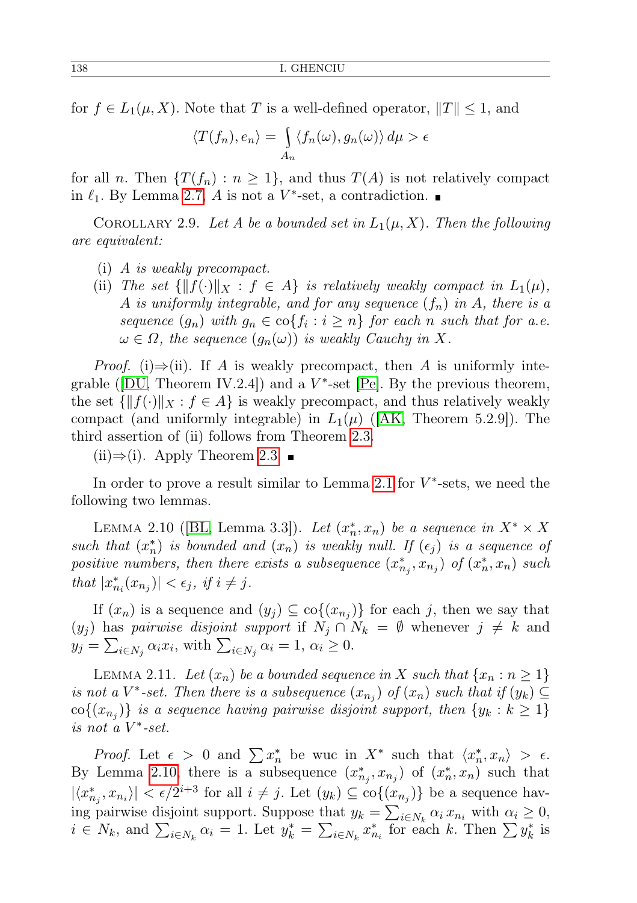for $f \in L_1(\mu, X)$. Note that $T$ is a well-defined operator, $\|T\| \le 1$, and

$$\langle T(f_n), e_n \rangle = \int_{A_n} \langle f_n(\omega), g_n(\omega) \rangle \, d\mu > \epsilon$$

for all $n$. Then $\{T(f_n) : n \ge 1\}$, and thus $T(A)$ is not relatively compact in $\ell_1$. By Lemma 2.7, $A$ is not a $V^*$-set, a contradiction. ∎

Corollary 2.9. *Let $A$ be a bounded set in $L_1(\mu, X)$. Then the following are equivalent:*

- (i) *$A$ is weakly precompact.*
- (ii) *The set $\{\|f(\cdot)\|_X : f \in A\}$ is relatively weakly compact in $L_1(\mu)$, $A$ is uniformly integrable, and for any sequence $(f_n)$ in $A$, there is a sequence $(g_n)$ with $g_n \in \mathrm{co}\{f_i : i \ge n\}$ for each $n$ such that for a.e. $\omega \in \Omega$, the sequence $(g_n(\omega))$ is weakly Cauchy in $X$.*

*Proof.* (i)⇒(ii). If $A$ is weakly precompact, then $A$ is uniformly integrable ([DU, Theorem IV.2.4]) and a $V^*$-set [Pe]. By the previous theorem, the set $\{\|f(\cdot)\|_X : f \in A\}$ is weakly precompact, and thus relatively weakly compact (and uniformly integrable) in $L_1(\mu)$ ([AK, Theorem 5.2.9]). The third assertion of (ii) follows from Theorem 2.3.

(ii)⇒(i). Apply Theorem 2.3. ∎

In order to prove a result similar to Lemma 2.1 for $V^*$-sets, we need the following two lemmas.

Lemma 2.10 ([BL, Lemma 3.3]). *Let $(x_n^*, x_n)$ be a sequence in $X^* \times X$ such that $(x_n^*)$ is bounded and $(x_n)$ is weakly null. If $(\epsilon_j)$ is a sequence of positive numbers, then there exists a subsequence $(x_{n_j}^*, x_{n_j})$ of $(x_n^*, x_n)$ such that $|x_{n_i}^*(x_{n_j})| < \epsilon_j$, if $i \ne j$.*

If $(x_n)$ is a sequence and $(y_j) \subseteq \mathrm{co}\{(x_{n_j})\}$ for each $j$, then we say that $(y_j)$ has *pairwise disjoint support* if $N_j \cap N_k = \emptyset$ whenever $j \ne k$ and $y_j = \sum_{i \in N_j} \alpha_i x_i$, with $\sum_{i \in N_j} \alpha_i = 1$, $\alpha_i \ge 0$.

Lemma 2.11. *Let $(x_n)$ be a bounded sequence in $X$ such that $\{x_n : n \ge 1\}$ is not a $V^*$-set. Then there is a subsequence $(x_{n_j})$ of $(x_n)$ such that if $(y_k) \subseteq \mathrm{co}\{(x_{n_j})\}$ is a sequence having pairwise disjoint support, then $\{y_k : k \ge 1\}$ is not a $V^*$-set.*

*Proof.* Let $\epsilon > 0$ and $\sum x_n^*$ be wuc in $X^*$ such that $\langle x_n^*, x_n \rangle > \epsilon$. By Lemma 2.10, there is a subsequence $(x_{n_j}^*, x_{n_j})$ of $(x_n^*, x_n)$ such that $|\langle x_{n_j}^*, x_{n_i} \rangle| < \epsilon/2^{i+3}$ for all $i \ne j$. Let $(y_k) \subseteq \mathrm{co}\{(x_{n_j})\}$ be a sequence having pairwise disjoint support. Suppose that $y_k = \sum_{i \in N_k} \alpha_i \, x_{n_i}$ with $\alpha_i \ge 0$, $i \in N_k$, and $\sum_{i \in N_k} \alpha_i = 1$. Let $y_k^* = \sum_{i \in N_k} x_{n_i}^*$ for each $k$. Then $\sum y_k^*$ is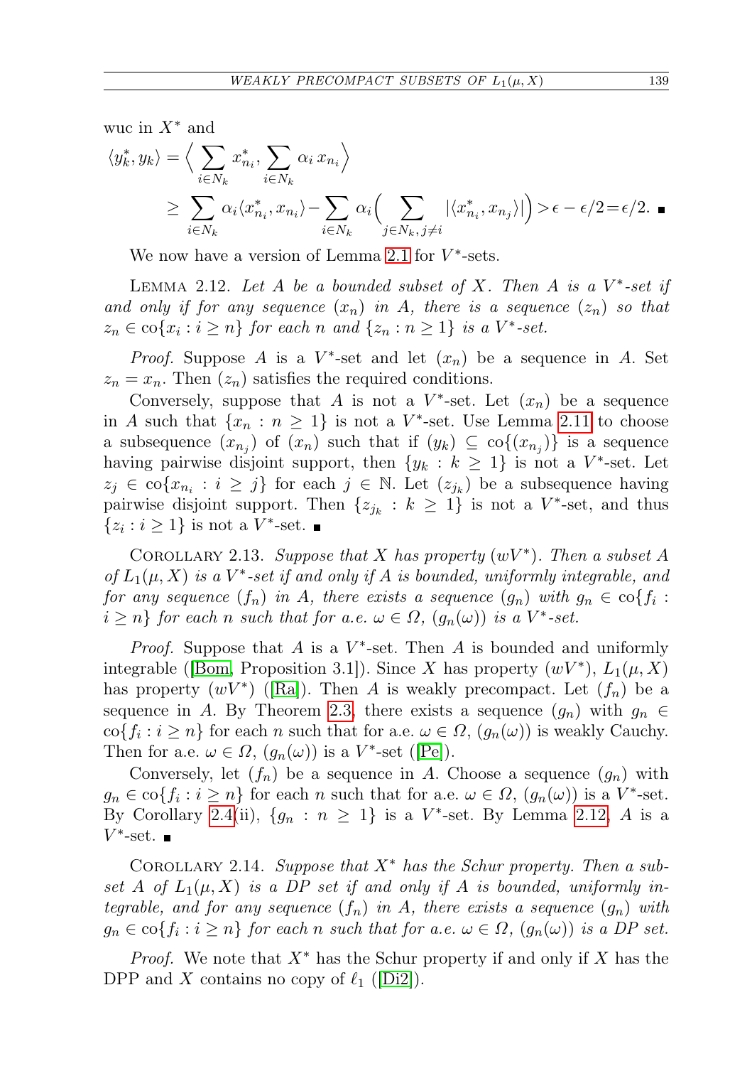wuc in $X^*$ and

$$\langle y_k^*, y_k\rangle = \Big\langle \sum_{i\in N_k} x_{n_i}^*, \sum_{i\in N_k} \alpha_i\, x_{n_i}\Big\rangle$$
$$\geq \sum_{i\in N_k} \alpha_i \langle x_{n_i}^*, x_{n_i}\rangle - \sum_{i\in N_k} \alpha_i \Big( \sum_{j\in N_k,\, j\neq i} |\langle x_{n_i}^*, x_{n_j}\rangle| \Big) > \epsilon - \epsilon/2 = \epsilon/2. \ \blacksquare$$

We now have a version of Lemma 2.1 for $V^*$-sets.

Lemma 2.12. *Let $A$ be a bounded subset of $X$. Then $A$ is a $V^*$-set if and only if for any sequence $(x_n)$ in $A$, there is a sequence $(z_n)$ so that $z_n \in \operatorname{co}\{x_i : i \geq n\}$ for each $n$ and $\{z_n : n \geq 1\}$ is a $V^*$-set.*

*Proof.* Suppose $A$ is a $V^*$-set and let $(x_n)$ be a sequence in $A$. Set $z_n = x_n$. Then $(z_n)$ satisfies the required conditions.

Conversely, suppose that $A$ is not a $V^*$-set. Let $(x_n)$ be a sequence in $A$ such that $\{x_n : n \geq 1\}$ is not a $V^*$-set. Use Lemma 2.11 to choose a subsequence $(x_{n_j})$ of $(x_n)$ such that if $(y_k) \subseteq \operatorname{co}\{(x_{n_j})\}$ is a sequence having pairwise disjoint support, then $\{y_k : k \geq 1\}$ is not a $V^*$-set. Let $z_j \in \operatorname{co}\{x_{n_i} : i \geq j\}$ for each $j \in \mathbb{N}$. Let $(z_{j_k})$ be a subsequence having pairwise disjoint support. Then $\{z_{j_k} : k \geq 1\}$ is not a $V^*$-set, and thus $\{z_i : i \geq 1\}$ is not a $V^*$-set. $\blacksquare$

Corollary 2.13. *Suppose that $X$ has property $(wV^*)$. Then a subset $A$ of $L_1(\mu, X)$ is a $V^*$-set if and only if $A$ is bounded, uniformly integrable, and for any sequence $(f_n)$ in $A$, there exists a sequence $(g_n)$ with $g_n \in \operatorname{co}\{f_i : i \geq n\}$ for each $n$ such that for a.e. $\omega \in \Omega$, $(g_n(\omega))$ is a $V^*$-set.*

*Proof.* Suppose that $A$ is a $V^*$-set. Then $A$ is bounded and uniformly integrable ([Bom, Proposition 3.1]). Since $X$ has property $(wV^*)$, $L_1(\mu, X)$ has property $(wV^*)$ ([Ra]). Then $A$ is weakly precompact. Let $(f_n)$ be a sequence in $A$. By Theorem 2.3, there exists a sequence $(g_n)$ with $g_n \in \operatorname{co}\{f_i : i \geq n\}$ for each $n$ such that for a.e. $\omega \in \Omega$, $(g_n(\omega))$ is weakly Cauchy. Then for a.e. $\omega \in \Omega$, $(g_n(\omega))$ is a $V^*$-set ([Pe]).

Conversely, let $(f_n)$ be a sequence in $A$. Choose a sequence $(g_n)$ with $g_n \in \operatorname{co}\{f_i : i \geq n\}$ for each $n$ such that for a.e. $\omega \in \Omega$, $(g_n(\omega))$ is a $V^*$-set. By Corollary 2.4(ii), $\{g_n : n \geq 1\}$ is a $V^*$-set. By Lemma 2.12, $A$ is a $V^*$-set. $\blacksquare$

Corollary 2.14. *Suppose that $X^*$ has the Schur property. Then a subset $A$ of $L_1(\mu, X)$ is a DP set if and only if $A$ is bounded, uniformly integrable, and for any sequence $(f_n)$ in $A$, there exists a sequence $(g_n)$ with $g_n \in \operatorname{co}\{f_i : i \geq n\}$ for each $n$ such that for a.e. $\omega \in \Omega$, $(g_n(\omega))$ is a DP set.*

*Proof.* We note that $X^*$ has the Schur property if and only if $X$ has the DPP and $X$ contains no copy of $\ell_1$ ([Di2]).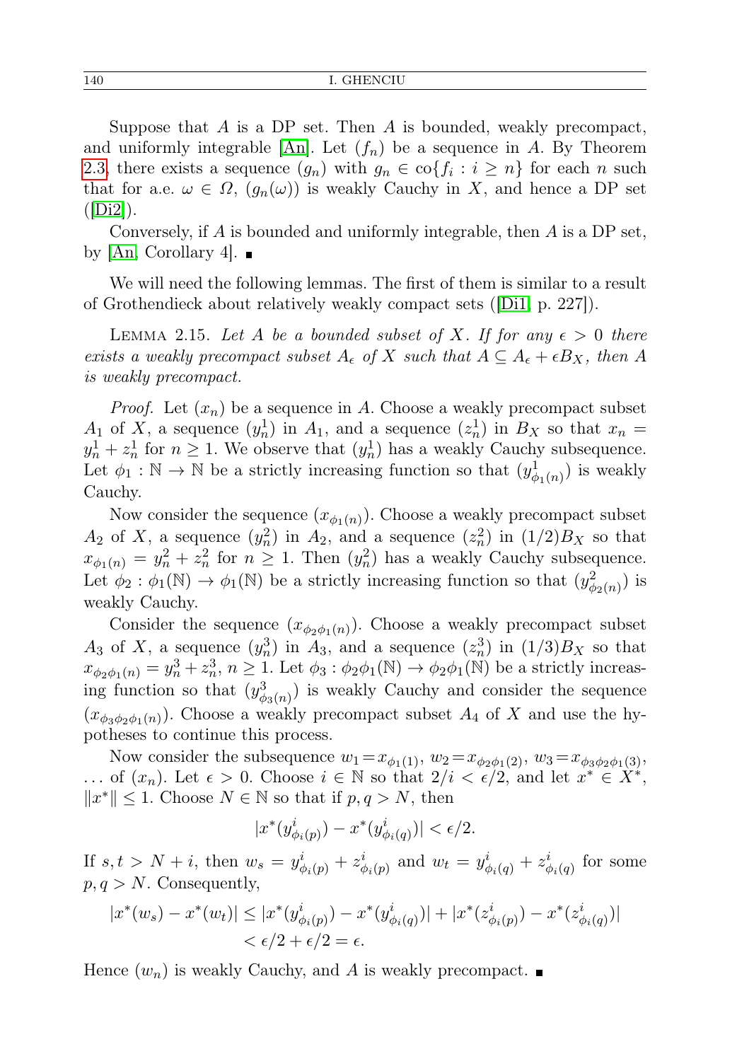Suppose that $A$ is a DP set. Then $A$ is bounded, weakly precompact, and uniformly integrable [An]. Let $(f_n)$ be a sequence in $A$. By Theorem 2.3, there exists a sequence $(g_n)$ with $g_n \in \text{co}\{f_i : i \geq n\}$ for each $n$ such that for a.e. $\omega \in \Omega$, $(g_n(\omega))$ is weakly Cauchy in $X$, and hence a DP set ([Di2]).

Conversely, if $A$ is bounded and uniformly integrable, then $A$ is a DP set, by [An, Corollary 4]. ∎

We will need the following lemmas. The first of them is similar to a result of Grothendieck about relatively weakly compact sets ([Di1, p. 227]).

Lemma 2.15. *Let $A$ be a bounded subset of $X$. If for any $\epsilon > 0$ there exists a weakly precompact subset $A_\epsilon$ of $X$ such that $A \subseteq A_\epsilon + \epsilon B_X$, then $A$ is weakly precompact.*

*Proof.* Let $(x_n)$ be a sequence in $A$. Choose a weakly precompact subset $A_1$ of $X$, a sequence $(y_n^1)$ in $A_1$, and a sequence $(z_n^1)$ in $B_X$ so that $x_n = y_n^1 + z_n^1$ for $n \geq 1$. We observe that $(y_n^1)$ has a weakly Cauchy subsequence. Let $\phi_1 : \mathbb{N} \to \mathbb{N}$ be a strictly increasing function so that $(y^1_{\phi_1(n)})$ is weakly Cauchy.

Now consider the sequence $(x_{\phi_1(n)})$. Choose a weakly precompact subset $A_2$ of $X$, a sequence $(y_n^2)$ in $A_2$, and a sequence $(z_n^2)$ in $(1/2)B_X$ so that $x_{\phi_1(n)} = y_n^2 + z_n^2$ for $n \geq 1$. Then $(y_n^2)$ has a weakly Cauchy subsequence. Let $\phi_2 : \phi_1(\mathbb{N}) \to \phi_1(\mathbb{N})$ be a strictly increasing function so that $(y^2_{\phi_2(n)})$ is weakly Cauchy.

Consider the sequence $(x_{\phi_2\phi_1(n)})$. Choose a weakly precompact subset $A_3$ of $X$, a sequence $(y_n^3)$ in $A_3$, and a sequence $(z_n^3)$ in $(1/3)B_X$ so that $x_{\phi_2\phi_1(n)} = y_n^3 + z_n^3$, $n \geq 1$. Let $\phi_3 : \phi_2\phi_1(\mathbb{N}) \to \phi_2\phi_1(\mathbb{N})$ be a strictly increasing function so that $(y^3_{\phi_3(n)})$ is weakly Cauchy and consider the sequence $(x_{\phi_3\phi_2\phi_1(n)})$. Choose a weakly precompact subset $A_4$ of $X$ and use the hypotheses to continue this process.

Now consider the subsequence $w_1 = x_{\phi_1(1)}$, $w_2 = x_{\phi_2\phi_1(2)}$, $w_3 = x_{\phi_3\phi_2\phi_1(3)}$, … of $(x_n)$. Let $\epsilon > 0$. Choose $i \in \mathbb{N}$ so that $2/i < \epsilon/2$, and let $x^* \in X^*$, $\|x^*\| \leq 1$. Choose $N \in \mathbb{N}$ so that if $p, q > N$, then

$$|x^*(y^i_{\phi_i(p)}) - x^*(y^i_{\phi_i(q)})| < \epsilon/2.$$

If $s, t > N + i$, then $w_s = y^i_{\phi_i(p)} + z^i_{\phi_i(p)}$ and $w_t = y^i_{\phi_i(q)} + z^i_{\phi_i(q)}$ for some $p, q > N$. Consequently,

$$\begin{aligned}|x^*(w_s) - x^*(w_t)| &\leq |x^*(y^i_{\phi_i(p)}) - x^*(y^i_{\phi_i(q)})| + |x^*(z^i_{\phi_i(p)}) - x^*(z^i_{\phi_i(q)})| \\ &< \epsilon/2 + \epsilon/2 = \epsilon.\end{aligned}$$

Hence $(w_n)$ is weakly Cauchy, and $A$ is weakly precompact. ∎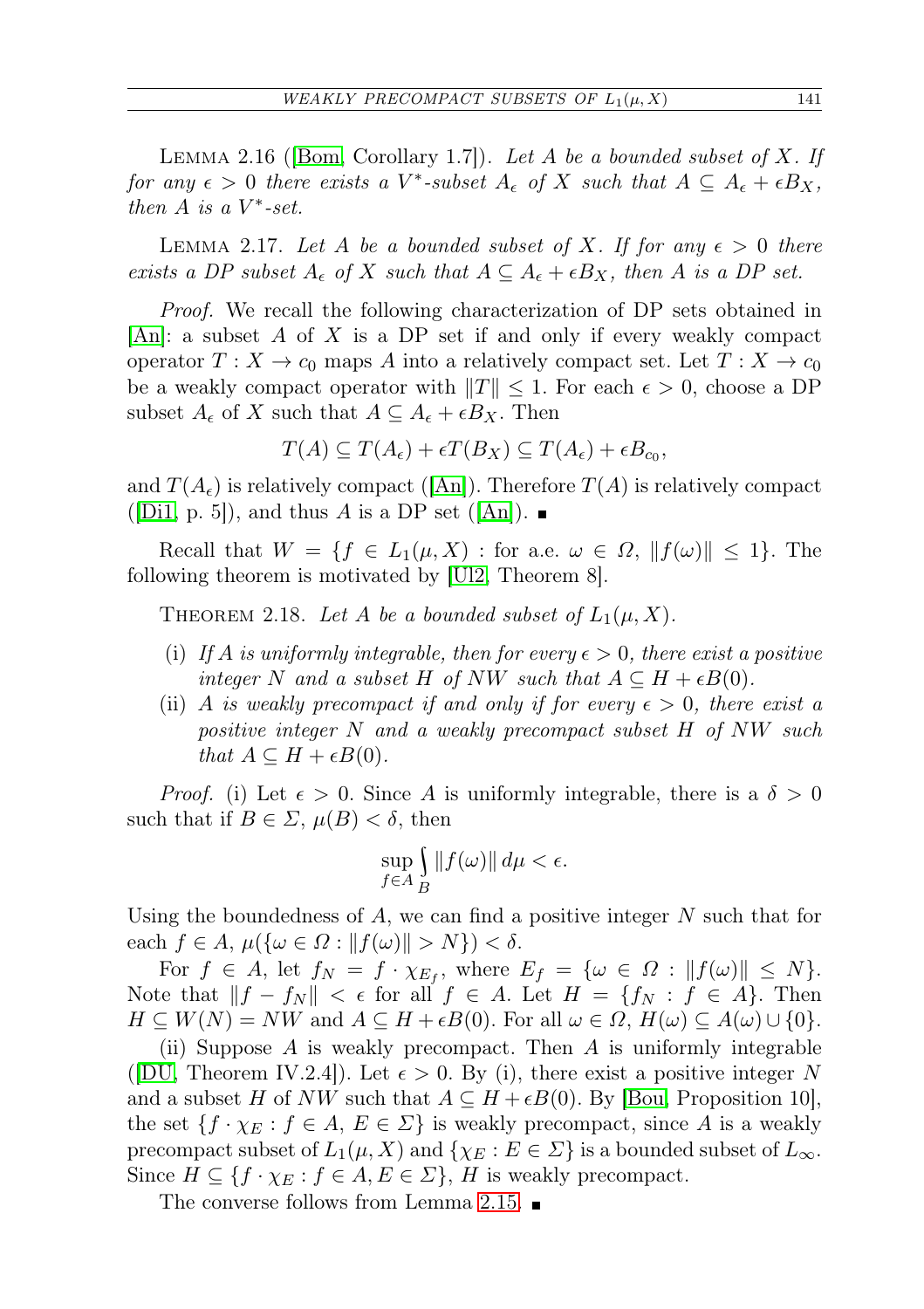Lemma 2.16 ([Bom, Corollary 1.7]). *Let $A$ be a bounded subset of $X$. If for any $\epsilon > 0$ there exists a $V^*$-subset $A_\epsilon$ of $X$ such that $A \subseteq A_\epsilon + \epsilon B_X$, then $A$ is a $V^*$-set.*

Lemma 2.17. *Let $A$ be a bounded subset of $X$. If for any $\epsilon > 0$ there exists a DP subset $A_\epsilon$ of $X$ such that $A \subseteq A_\epsilon + \epsilon B_X$, then $A$ is a DP set.*

*Proof.* We recall the following characterization of DP sets obtained in [An]: a subset $A$ of $X$ is a DP set if and only if every weakly compact operator $T : X \to c_0$ maps $A$ into a relatively compact set. Let $T : X \to c_0$ be a weakly compact operator with $\|T\| \leq 1$. For each $\epsilon > 0$, choose a DP subset $A_\epsilon$ of $X$ such that $A \subseteq A_\epsilon + \epsilon B_X$. Then

$$T(A) \subseteq T(A_\epsilon) + \epsilon T(B_X) \subseteq T(A_\epsilon) + \epsilon B_{c_0},$$

and $T(A_\epsilon)$ is relatively compact ([An]). Therefore $T(A)$ is relatively compact ([Di1, p. 5]), and thus $A$ is a DP set ([An]). ∎

Recall that $W = \{f \in L_1(\mu, X) : \text{for a.e. } \omega \in \Omega, \|f(\omega)\| \leq 1\}$. The following theorem is motivated by [Ul2, Theorem 8].

Theorem 2.18. *Let $A$ be a bounded subset of $L_1(\mu, X)$.*

- (i) *If $A$ is uniformly integrable, then for every $\epsilon > 0$, there exist a positive integer $N$ and a subset $H$ of $NW$ such that $A \subseteq H + \epsilon B(0)$.*
- (ii) *$A$ is weakly precompact if and only if for every $\epsilon > 0$, there exist a positive integer $N$ and a weakly precompact subset $H$ of $NW$ such that $A \subseteq H + \epsilon B(0)$.*

*Proof.* (i) Let $\epsilon > 0$. Since $A$ is uniformly integrable, there is a $\delta > 0$ such that if $B \in \Sigma$, $\mu(B) < \delta$, then

$$\sup_{f \in A} \int_B \|f(\omega)\| \, d\mu < \epsilon.$$

Using the boundedness of $A$, we can find a positive integer $N$ such that for each $f \in A$, $\mu(\{\omega \in \Omega : \|f(\omega)\| > N\}) < \delta$.

For $f \in A$, let $f_N = f \cdot \chi_{E_f}$, where $E_f = \{\omega \in \Omega : \|f(\omega)\| \leq N\}$. Note that $\|f - f_N\| < \epsilon$ for all $f \in A$. Let $H = \{f_N : f \in A\}$. Then $H \subseteq W(N) = NW$ and $A \subseteq H + \epsilon B(0)$. For all $\omega \in \Omega$, $H(\omega) \subseteq A(\omega) \cup \{0\}$.

(ii) Suppose $A$ is weakly precompact. Then $A$ is uniformly integrable ([DU, Theorem IV.2.4]). Let $\epsilon > 0$. By (i), there exist a positive integer $N$ and a subset $H$ of $NW$ such that $A \subseteq H + \epsilon B(0)$. By [Bou, Proposition 10], the set $\{f \cdot \chi_E : f \in A, E \in \Sigma\}$ is weakly precompact, since $A$ is a weakly precompact subset of $L_1(\mu, X)$ and $\{\chi_E : E \in \Sigma\}$ is a bounded subset of $L_\infty$. Since $H \subseteq \{f \cdot \chi_E : f \in A, E \in \Sigma\}$, $H$ is weakly precompact.

The converse follows from Lemma 2.15. ∎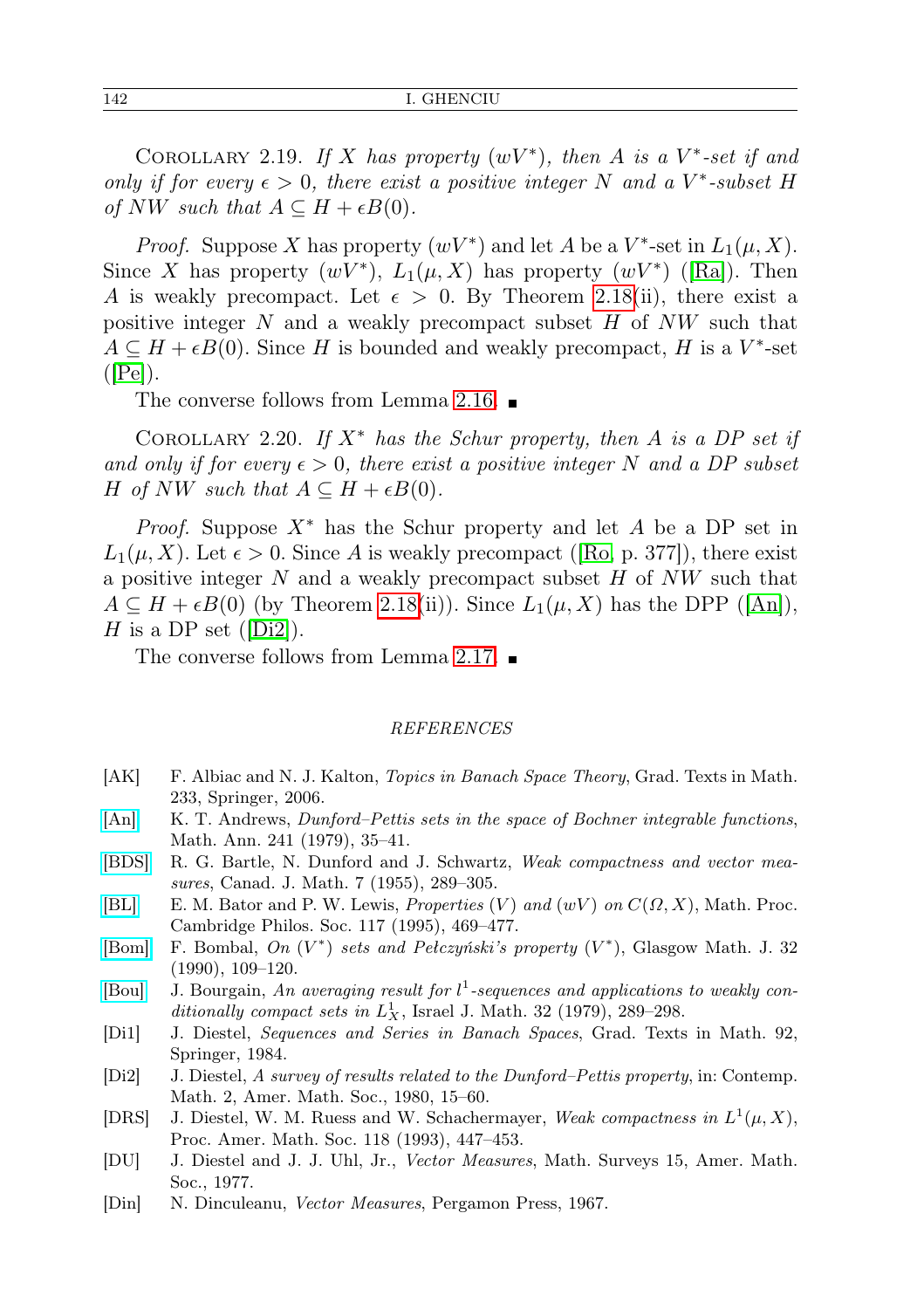Corollary 2.19. *If $X$ has property $(wV^*)$, then $A$ is a $V^*$-set if and only if for every $\epsilon > 0$, there exist a positive integer $N$ and a $V^*$-subset $H$ of $NW$ such that $A \subseteq H + \epsilon B(0)$.*

*Proof.* Suppose $X$ has property $(wV^*)$ and let $A$ be a $V^*$-set in $L_1(\mu, X)$. Since $X$ has property $(wV^*)$, $L_1(\mu, X)$ has property $(wV^*)$ ([Ra]). Then $A$ is weakly precompact. Let $\epsilon > 0$. By Theorem 2.18(ii), there exist a positive integer $N$ and a weakly precompact subset $H$ of $NW$ such that $A \subseteq H + \epsilon B(0)$. Since $H$ is bounded and weakly precompact, $H$ is a $V^*$-set ([Pe]).

The converse follows from Lemma 2.16. ∎

Corollary 2.20. *If $X^*$ has the Schur property, then $A$ is a DP set if and only if for every $\epsilon > 0$, there exist a positive integer $N$ and a DP subset $H$ of $NW$ such that $A \subseteq H + \epsilon B(0)$.*

*Proof.* Suppose $X^*$ has the Schur property and let $A$ be a DP set in $L_1(\mu, X)$. Let $\epsilon > 0$. Since $A$ is weakly precompact ([Ro, p. 377]), there exist a positive integer $N$ and a weakly precompact subset $H$ of $NW$ such that $A \subseteq H + \epsilon B(0)$ (by Theorem 2.18(ii)). Since $L_1(\mu, X)$ has the DPP ([An]), $H$ is a DP set ([Di2]).

The converse follows from Lemma 2.17. ∎

## REFERENCES

- [AK] F. Albiac and N. J. Kalton, *Topics in Banach Space Theory*, Grad. Texts in Math. 233, Springer, 2006.
- [An] K. T. Andrews, *Dunford–Pettis sets in the space of Bochner integrable functions*, Math. Ann. 241 (1979), 35–41.
- [BDS] R. G. Bartle, N. Dunford and J. Schwartz, *Weak compactness and vector measures*, Canad. J. Math. 7 (1955), 289–305.
- [BL] E. M. Bator and P. W. Lewis, *Properties $(V)$ and $(wV)$ on $C(\Omega, X)$*, Math. Proc. Cambridge Philos. Soc. 117 (1995), 469–477.
- [Bom] F. Bombal, *On $(V^*)$ sets and Pełczyński's property $(V^*)$*, Glasgow Math. J. 32 (1990), 109–120.
- [Bou] J. Bourgain, *An averaging result for $l^1$-sequences and applications to weakly conditionally compact sets in $L^1_X$*, Israel J. Math. 32 (1979), 289–298.
- [Di1] J. Diestel, *Sequences and Series in Banach Spaces*, Grad. Texts in Math. 92, Springer, 1984.
- [Di2] J. Diestel, *A survey of results related to the Dunford–Pettis property*, in: Contemp. Math. 2, Amer. Math. Soc., 1980, 15–60.
- [DRS] J. Diestel, W. M. Ruess and W. Schachermayer, *Weak compactness in $L^1(\mu, X)$*, Proc. Amer. Math. Soc. 118 (1993), 447–453.
- [DU] J. Diestel and J. J. Uhl, Jr., *Vector Measures*, Math. Surveys 15, Amer. Math. Soc., 1977.
- [Din] N. Dinculeanu, *Vector Measures*, Pergamon Press, 1967.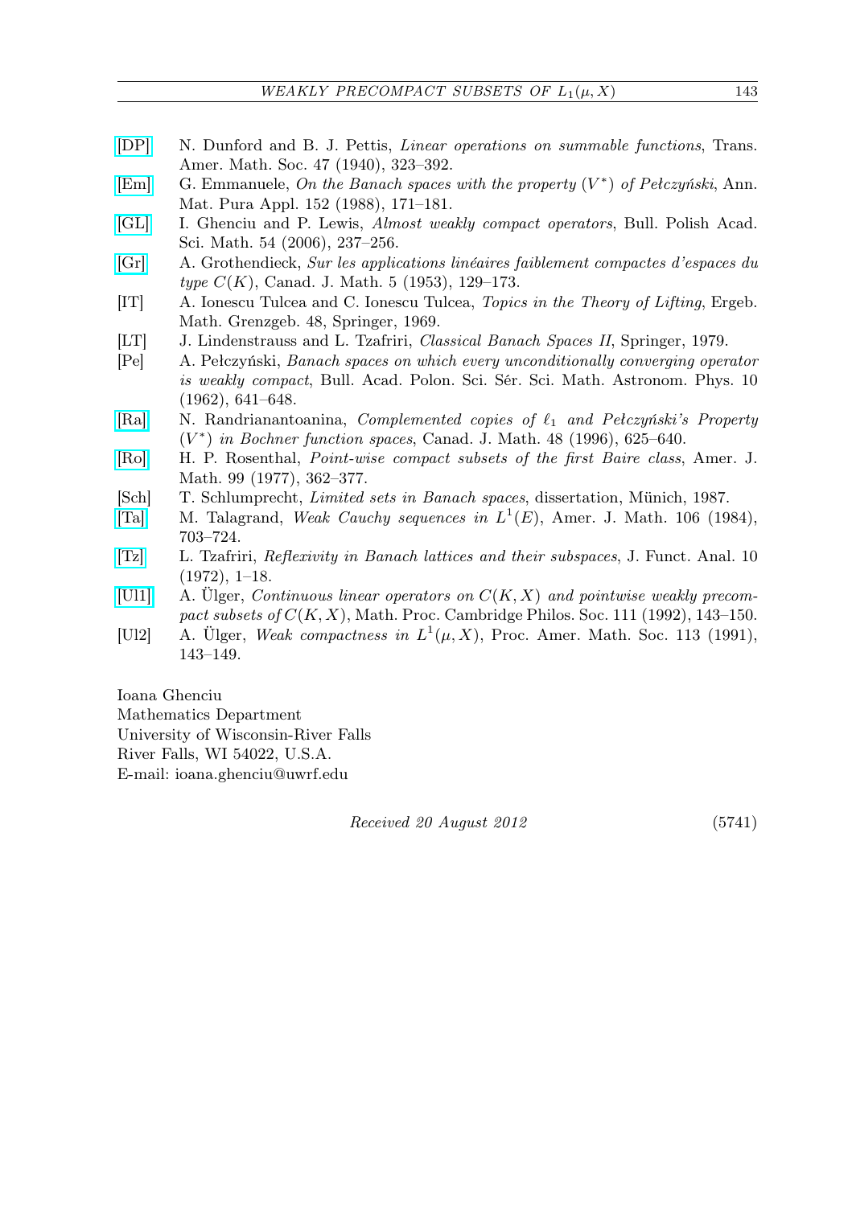[DP] N. Dunford and B. J. Pettis, *Linear operations on summable functions*, Trans. Amer. Math. Soc. 47 (1940), 323–392.

[Em] G. Emmanuele, *On the Banach spaces with the property* $(V^*)$ *of Pełczyński*, Ann. Mat. Pura Appl. 152 (1988), 171–181.

[GL] I. Ghenciu and P. Lewis, *Almost weakly compact operators*, Bull. Polish Acad. Sci. Math. 54 (2006), 237–256.

[Gr] A. Grothendieck, *Sur les applications linéaires faiblement compactes d'espaces du type* $C(K)$, Canad. J. Math. 5 (1953), 129–173.

[IT] A. Ionescu Tulcea and C. Ionescu Tulcea, *Topics in the Theory of Lifting*, Ergeb. Math. Grenzgeb. 48, Springer, 1969.

[LT] J. Lindenstrauss and L. Tzafriri, *Classical Banach Spaces II*, Springer, 1979.

[Pe] A. Pełczyński, *Banach spaces on which every unconditionally converging operator is weakly compact*, Bull. Acad. Polon. Sci. Sér. Sci. Math. Astronom. Phys. 10 (1962), 641–648.

[Ra] N. Randrianantoanina, *Complemented copies of* $\ell_1$ *and Pełczyński's Property* $(V^*)$ *in Bochner function spaces*, Canad. J. Math. 48 (1996), 625–640.

[Ro] H. P. Rosenthal, *Point-wise compact subsets of the first Baire class*, Amer. J. Math. 99 (1977), 362–377.

[Sch] T. Schlumprecht, *Limited sets in Banach spaces*, dissertation, Münich, 1987.

[Ta] M. Talagrand, *Weak Cauchy sequences in* $L^1(E)$, Amer. J. Math. 106 (1984), 703–724.

[Tz] L. Tzafriri, *Reflexivity in Banach lattices and their subspaces*, J. Funct. Anal. 10 (1972), 1–18.

[Ul1] A. Ülger, *Continuous linear operators on* $C(K,X)$ *and pointwise weakly precompact subsets of* $C(K,X)$, Math. Proc. Cambridge Philos. Soc. 111 (1992), 143–150.

[Ul2] A. Ülger, *Weak compactness in* $L^1(\mu,X)$, Proc. Amer. Math. Soc. 113 (1991), 143–149.

Ioana Ghenciu
Mathematics Department
University of Wisconsin-River Falls
River Falls, WI 54022, U.S.A.
E-mail: ioana.ghenciu@uwrf.edu

*Received 20 August 2012* (5741)